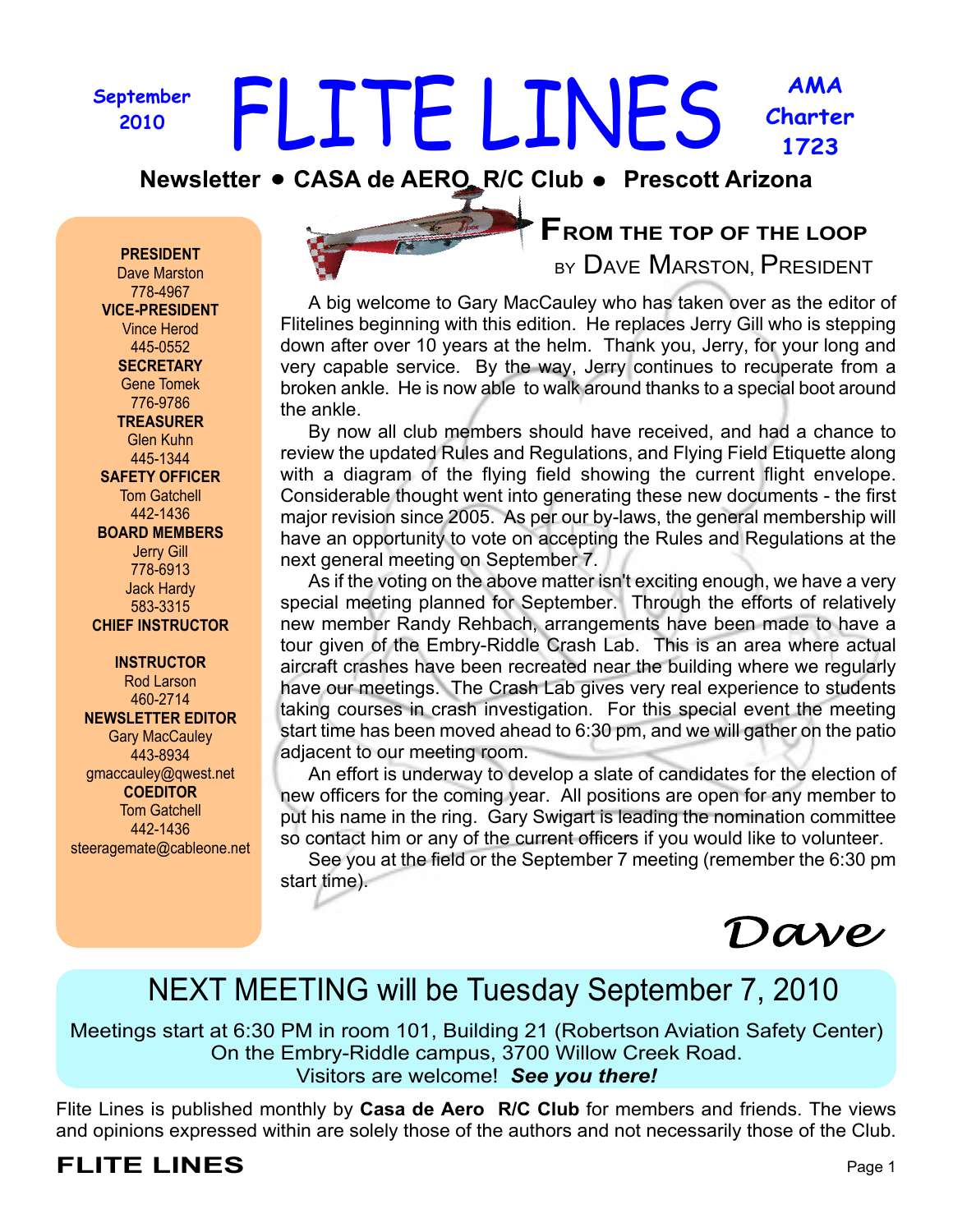September 2010

# FLITE LINES

AMA Charter 1723

**Newsletter • CASA de AERO R/C Club • Prescott Arizona**

**PRESIDENT**
Dave Marston
778-4967

**VICE-PRESIDENT**
Vince Herod
445-0552

**SECRETARY**
Gene Tomek
776-9786

**TREASURER**
Glen Kuhn
445-1344

**SAFETY OFFICER**
Tom Gatchell
442-1436

**BOARD MEMBERS**
Jerry Gill
778-6913
Jack Hardy
583-3315

**CHIEF INSTRUCTOR**

**INSTRUCTOR**
Rod Larson
460-2714

**NEWSLETTER EDITOR**
Gary MacCauley
443-8934
gmaccauley@qwest.net

**COEDITOR**
Tom Gatchell
442-1436
steeragemate@cableone.net

## From the Top of the Loop

by Dave Marston, President

A big welcome to Gary MacCauley who has taken over as the editor of Flitelines beginning with this edition. He replaces Jerry Gill who is stepping down after over 10 years at the helm. Thank you, Jerry, for your long and very capable service. By the way, Jerry continues to recuperate from a broken ankle. He is now able to walk around thanks to a special boot around the ankle.

By now all club members should have received, and had a chance to review the updated Rules and Regulations, and Flying Field Etiquette along with a diagram of the flying field showing the current flight envelope. Considerable thought went into generating these new documents - the first major revision since 2005. As per our by-laws, the general membership will have an opportunity to vote on accepting the Rules and Regulations at the next general meeting on September 7.

As if the voting on the above matter isn't exciting enough, we have a very special meeting planned for September. Through the efforts of relatively new member Randy Rehbach, arrangements have been made to have a tour given of the Embry-Riddle Crash Lab. This is an area where actual aircraft crashes have been recreated near the building where we regularly have our meetings. The Crash Lab gives very real experience to students taking courses in crash investigation. For this special event the meeting start time has been moved ahead to 6:30 pm, and we will gather on the patio adjacent to our meeting room.

An effort is underway to develop a slate of candidates for the election of new officers for the coming year. All positions are open for any member to put his name in the ring. Gary Swigart is leading the nomination committee so contact him or any of the current officers if you would like to volunteer.

See you at the field or the September 7 meeting (remember the 6:30 pm start time).

*Dave*

## NEXT MEETING will be Tuesday September 7, 2010

Meetings start at 6:30 PM in room 101, Building 21 (Robertson Aviation Safety Center)
On the Embry-Riddle campus, 3700 Willow Creek Road.
Visitors are welcome! ***See you there!***

Flite Lines is published monthly by **Casa de Aero R/C Club** for members and friends. The views and opinions expressed within are solely those of the authors and not necessarily those of the Club.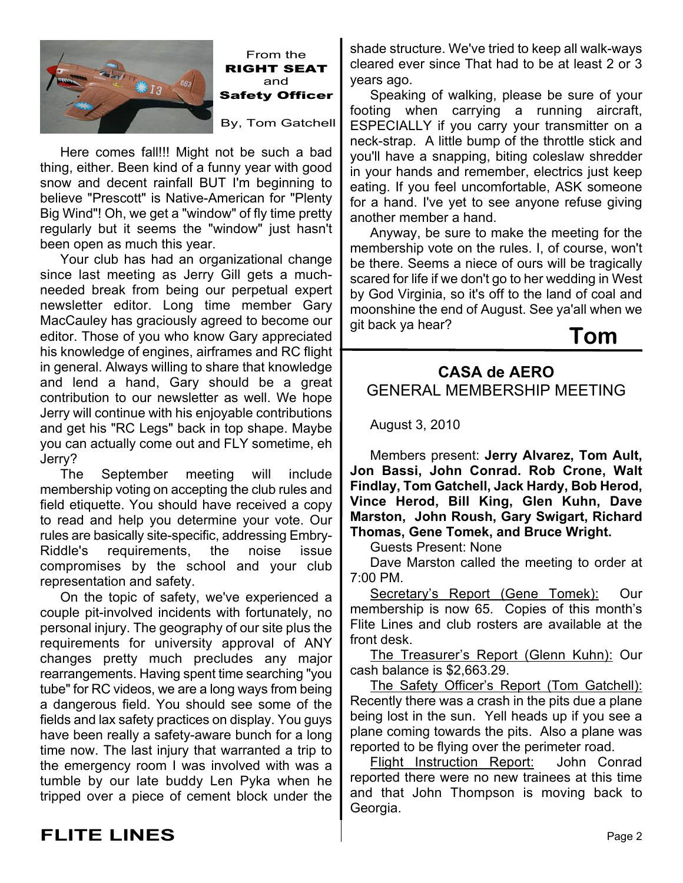## From the RIGHT SEAT and Safety Officer

By, Tom Gatchell

Here comes fall!!! Might not be such a bad thing, either. Been kind of a funny year with good snow and decent rainfall BUT I'm beginning to believe "Prescott" is Native-American for "Plenty Big Wind"! Oh, we get a "window" of fly time pretty regularly but it seems the "window" just hasn't been open as much this year.

Your club has had an organizational change since last meeting as Jerry Gill gets a much-needed break from being our perpetual expert newsletter editor. Long time member Gary MacCauley has graciously agreed to become our editor. Those of you who know Gary appreciated his knowledge of engines, airframes and RC flight in general. Always willing to share that knowledge and lend a hand, Gary should be a great contribution to our newsletter as well. We hope Jerry will continue with his enjoyable contributions and get his "RC Legs" back in top shape. Maybe you can actually come out and FLY sometime, eh Jerry?

The September meeting will include membership voting on accepting the club rules and field etiquette. You should have received a copy to read and help you determine your vote. Our rules are basically site-specific, addressing Embry-Riddle's requirements, the noise issue compromises by the school and your club representation and safety.

On the topic of safety, we've experienced a couple pit-involved incidents with fortunately, no personal injury. The geography of our site plus the requirements for university approval of ANY changes pretty much precludes any major rearrangements. Having spent time searching "you tube" for RC videos, we are a long ways from being a dangerous field. You should see some of the fields and lax safety practices on display. You guys have been really a safety-aware bunch for a long time now. The last injury that warranted a trip to the emergency room I was involved with was a tumble by our late buddy Len Pyka when he tripped over a piece of cement block under the shade structure. We've tried to keep all walk-ways cleared ever since That had to be at least 2 or 3 years ago.

Speaking of walking, please be sure of your footing when carrying a running aircraft, ESPECIALLY if you carry your transmitter on a neck-strap. A little bump of the throttle stick and you'll have a snapping, biting coleslaw shredder in your hands and remember, electrics just keep eating. If you feel uncomfortable, ASK someone for a hand. I've yet to see anyone refuse giving another member a hand.

Anyway, be sure to make the meeting for the membership vote on the rules. I, of course, won't be there. Seems a niece of ours will be tragically scared for life if we don't go to her wedding in West by God Virginia, so it's off to the land of coal and moonshine the end of August. See ya'all when we git back ya hear?

**Tom**

## CASA de AERO
## GENERAL MEMBERSHIP MEETING

August 3, 2010

Members present: **Jerry Alvarez, Tom Ault, Jon Bassi, John Conrad. Rob Crone, Walt Findlay, Tom Gatchell, Jack Hardy, Bob Herod, Vince Herod, Bill King, Glen Kuhn, Dave Marston, John Roush, Gary Swigart, Richard Thomas, Gene Tomek, and Bruce Wright.**

Guests Present: None

Dave Marston called the meeting to order at 7:00 PM.

Secretary's Report (Gene Tomek): Our membership is now 65. Copies of this month's Flite Lines and club rosters are available at the front desk.

The Treasurer's Report (Glenn Kuhn): Our cash balance is $2,663.29.

The Safety Officer's Report (Tom Gatchell): Recently there was a crash in the pits due a plane being lost in the sun. Yell heads up if you see a plane coming towards the pits. Also a plane was reported to be flying over the perimeter road.

Flight Instruction Report: John Conrad reported there were no new trainees at this time and that John Thompson is moving back to Georgia.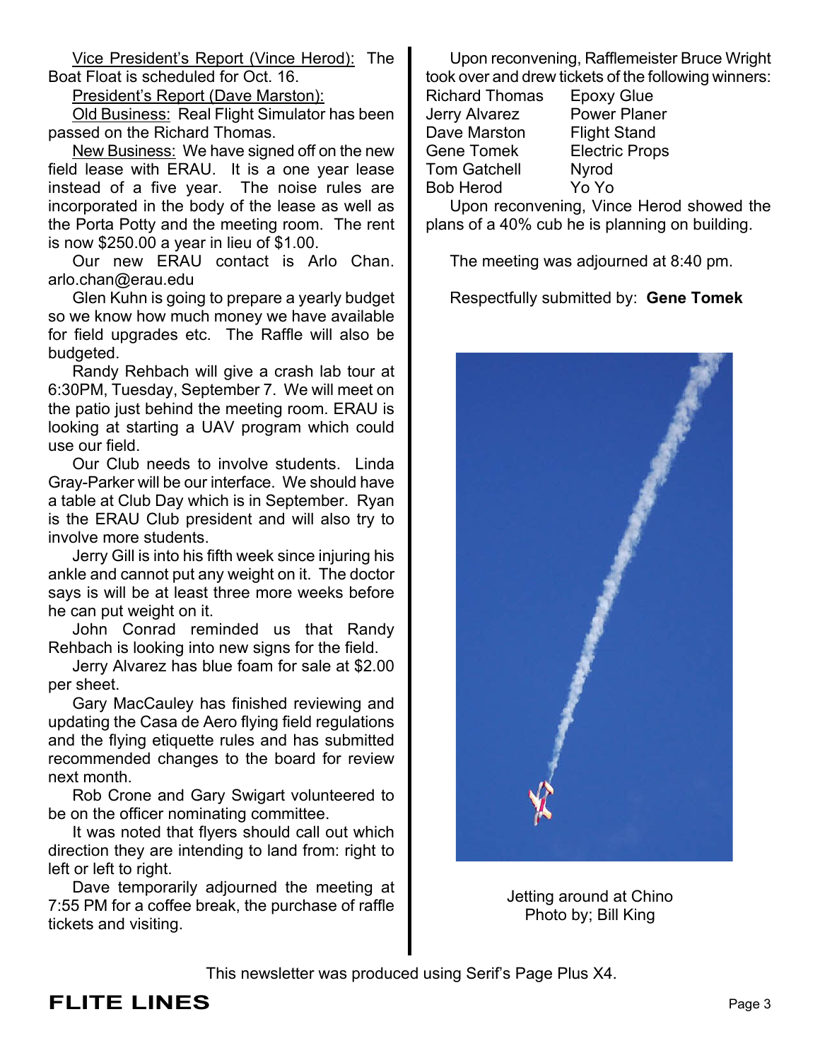Vice President's Report (Vince Herod): The Boat Float is scheduled for Oct. 16.

President's Report (Dave Marston):

Old Business: Real Flight Simulator has been passed on the Richard Thomas.

New Business: We have signed off on the new field lease with ERAU. It is a one year lease instead of a five year. The noise rules are incorporated in the body of the lease as well as the Porta Potty and the meeting room. The rent is now $250.00 a year in lieu of $1.00.

Our new ERAU contact is Arlo Chan. arlo.chan@erau.edu

Glen Kuhn is going to prepare a yearly budget so we know how much money we have available for field upgrades etc. The Raffle will also be budgeted.

Randy Rehbach will give a crash lab tour at 6:30PM, Tuesday, September 7. We will meet on the patio just behind the meeting room. ERAU is looking at starting a UAV program which could use our field.

Our Club needs to involve students. Linda Gray-Parker will be our interface. We should have a table at Club Day which is in September. Ryan is the ERAU Club president and will also try to involve more students.

Jerry Gill is into his fifth week since injuring his ankle and cannot put any weight on it. The doctor says is will be at least three more weeks before he can put weight on it.

John Conrad reminded us that Randy Rehbach is looking into new signs for the field.

Jerry Alvarez has blue foam for sale at $2.00 per sheet.

Gary MacCauley has finished reviewing and updating the Casa de Aero flying field regulations and the flying etiquette rules and has submitted recommended changes to the board for review next month.

Rob Crone and Gary Swigart volunteered to be on the officer nominating committee.

It was noted that flyers should call out which direction they are intending to land from: right to left or left to right.

Dave temporarily adjourned the meeting at 7:55 PM for a coffee break, the purchase of raffle tickets and visiting.

Upon reconvening, Rafflemeister Bruce Wright took over and drew tickets of the following winners:

| | |
|---|---|
| Richard Thomas | Epoxy Glue |
| Jerry Alvarez | Power Planer |
| Dave Marston | Flight Stand |
| Gene Tomek | Electric Props |
| Tom Gatchell | Nyrod |
| Bob Herod | Yo Yo |

Upon reconvening, Vince Herod showed the plans of a 40% cub he is planning on building.

The meeting was adjourned at 8:40 pm.

Respectfully submitted by: **Gene Tomek**

Jetting around at Chino
Photo by; Bill King

This newsletter was produced using Serif's Page Plus X4.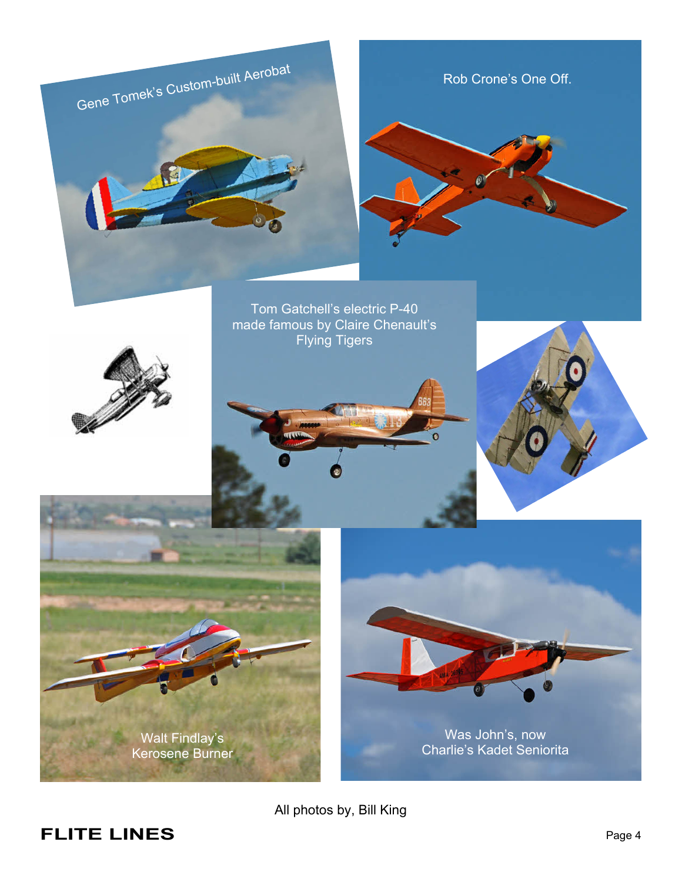Gene Tomek's Custom-built Aerobat

Rob Crone's One Off.

Tom Gatchell's electric P-40 made famous by Claire Chenault's Flying Tigers

Walt Findlay's Kerosene Burner

Was John's, now Charlie's Kadet Seniorita

All photos by, Bill King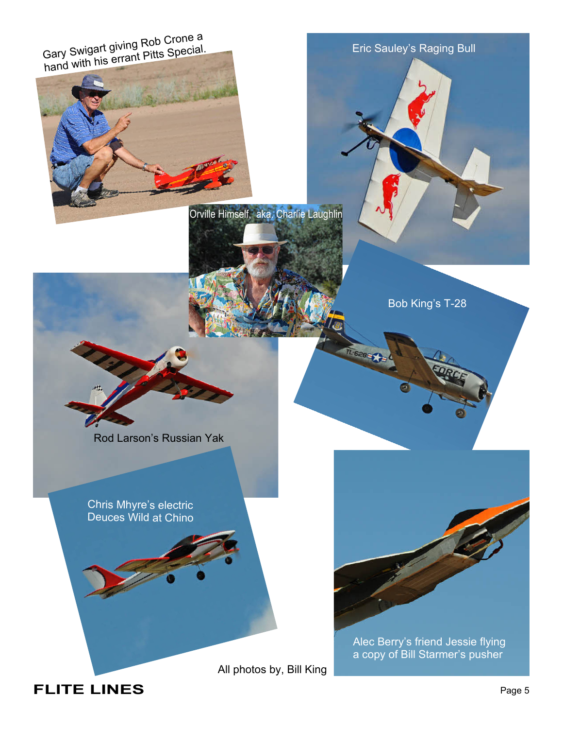Gary Swigart giving Rob Crone a hand with his errant Pitts Special.

Eric Sauley's Raging Bull

Orville Himself, aka, Charlie Laughlin

Bob King's T-28

Rod Larson's Russian Yak

Chris Mhyre's electric Deuces Wild at Chino

Alec Berry's friend Jessie flying a copy of Bill Starmer's pusher

All photos by, Bill King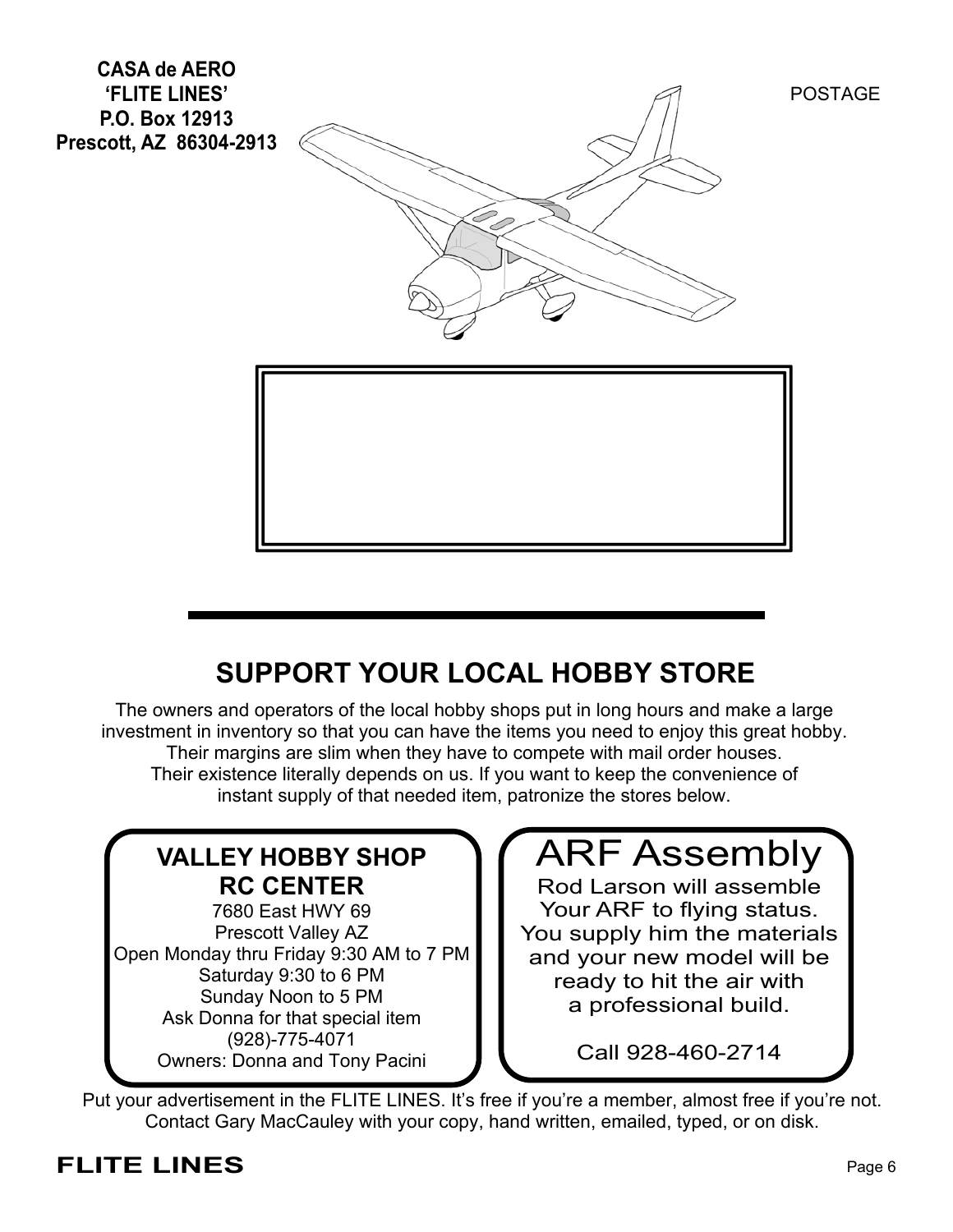**CASA de AERO**
**'FLITE LINES'**
**P.O. Box 12913**
**Prescott, AZ 86304-2913**

POSTAGE

## SUPPORT YOUR LOCAL HOBBY STORE

The owners and operators of the local hobby shops put in long hours and make a large investment in inventory so that you can have the items you need to enjoy this great hobby. Their margins are slim when they have to compete with mail order houses. Their existence literally depends on us. If you want to keep the convenience of instant supply of that needed item, patronize the stores below.

**VALLEY HOBBY SHOP**
**RC CENTER**
7680 East HWY 69
Prescott Valley AZ
Open Monday thru Friday 9:30 AM to 7 PM
Saturday 9:30 to 6 PM
Sunday Noon to 5 PM
Ask Donna for that special item
(928)-775-4071
Owners: Donna and Tony Pacini

# ARF Assembly

Rod Larson will assemble Your ARF to flying status. You supply him the materials and your new model will be ready to hit the air with a professional build.

Call 928-460-2714

Put your advertisement in the FLITE LINES. It's free if you're a member, almost free if you're not. Contact Gary MacCauley with your copy, hand written, emailed, typed, or on disk.